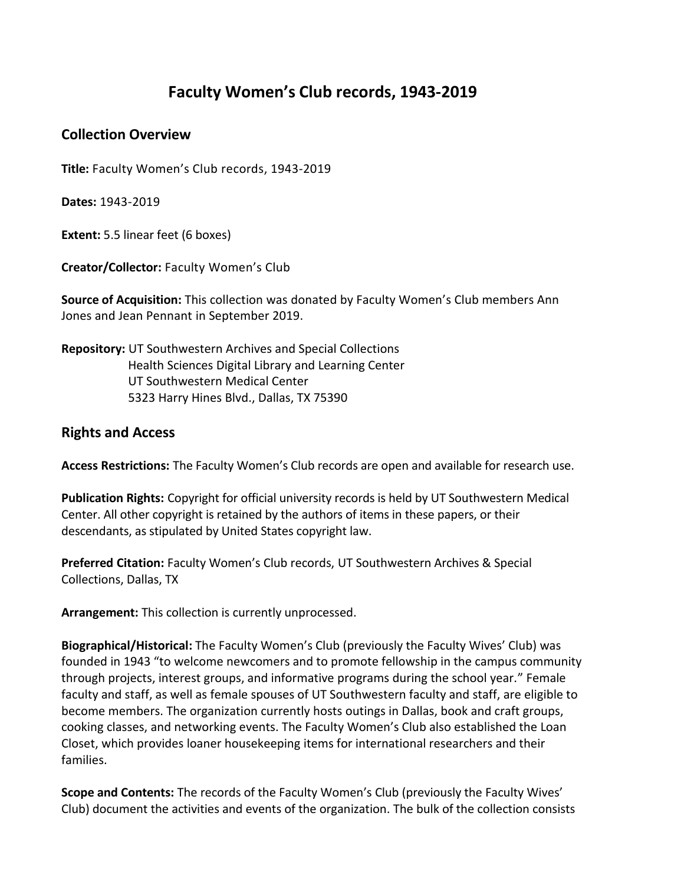# Faculty Women's Club records, 1943-2019

## Collection Overview

**Title:** Faculty Women's Club records, 1943-2019

**Dates:** 1943-2019

**Extent:** 5.5 linear feet (6 boxes)

**Creator/Collector:** Faculty Women's Club

**Source of Acquisition:** This collection was donated by Faculty Women's Club members Ann Jones and Jean Pennant in September 2019.

**Repository:** UT Southwestern Archives and Special Collections
Health Sciences Digital Library and Learning Center
UT Southwestern Medical Center
5323 Harry Hines Blvd., Dallas, TX 75390

## Rights and Access

**Access Restrictions:** The Faculty Women's Club records are open and available for research use.

**Publication Rights:** Copyright for official university records is held by UT Southwestern Medical Center. All other copyright is retained by the authors of items in these papers, or their descendants, as stipulated by United States copyright law.

**Preferred Citation:** Faculty Women's Club records, UT Southwestern Archives & Special Collections, Dallas, TX

**Arrangement:** This collection is currently unprocessed.

**Biographical/Historical:** The Faculty Women's Club (previously the Faculty Wives' Club) was founded in 1943 "to welcome newcomers and to promote fellowship in the campus community through projects, interest groups, and informative programs during the school year." Female faculty and staff, as well as female spouses of UT Southwestern faculty and staff, are eligible to become members. The organization currently hosts outings in Dallas, book and craft groups, cooking classes, and networking events. The Faculty Women's Club also established the Loan Closet, which provides loaner housekeeping items for international researchers and their families.

**Scope and Contents:** The records of the Faculty Women's Club (previously the Faculty Wives' Club) document the activities and events of the organization. The bulk of the collection consists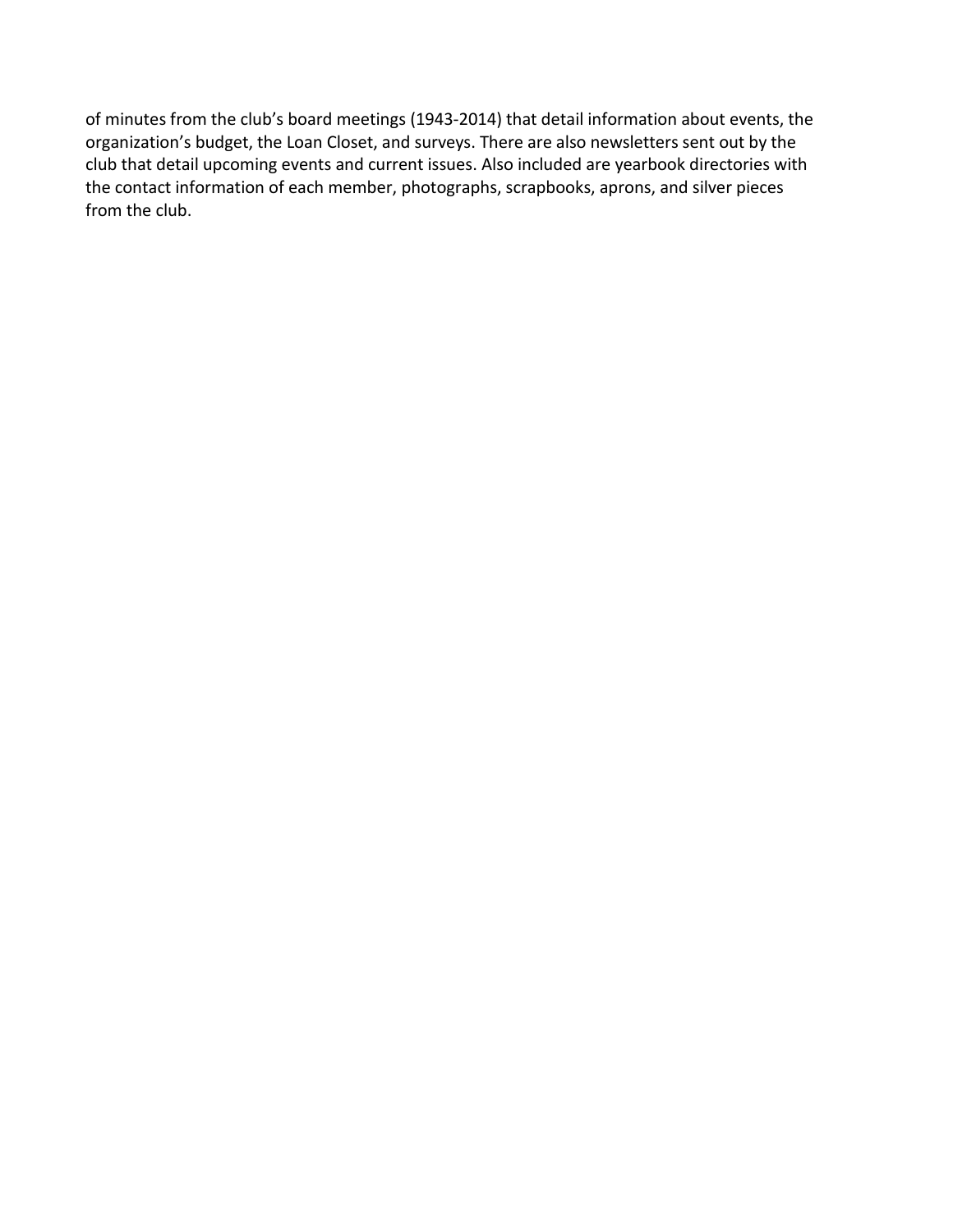of minutes from the club's board meetings (1943-2014) that detail information about events, the organization's budget, the Loan Closet, and surveys. There are also newsletters sent out by the club that detail upcoming events and current issues. Also included are yearbook directories with the contact information of each member, photographs, scrapbooks, aprons, and silver pieces from the club.